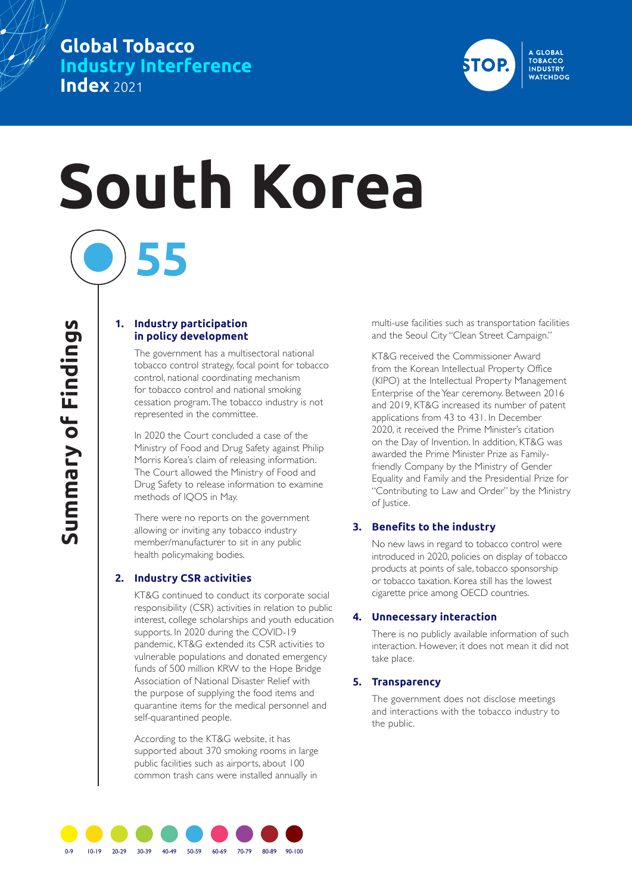# Global Tobacco Industry Interference Index 2021

STOP. A GLOBAL TOBACCO INDUSTRY WATCHDOG

# South Korea

**55**

## Summary of Findings

### 1. Industry participation in policy development

The government has a multisectoral national tobacco control strategy, focal point for tobacco control, national coordinating mechanism for tobacco control and national smoking cessation program. The tobacco industry is not represented in the committee.

In 2020 the Court concluded a case of the Ministry of Food and Drug Safety against Philip Morris Korea's claim of releasing information. The Court allowed the Ministry of Food and Drug Safety to release information to examine methods of IQOS in May.

There were no reports on the government allowing or inviting any tobacco industry member/manufacturer to sit in any public health policymaking bodies.

### 2. Industry CSR activities

KT&G continued to conduct its corporate social responsibility (CSR) activities in relation to public interest, college scholarships and youth education supports. In 2020 during the COVID-19 pandemic, KT&G extended its CSR activities to vulnerable populations and donated emergency funds of 500 million KRW to the Hope Bridge Association of National Disaster Relief with the purpose of supplying the food items and quarantine items for the medical personnel and self-quarantined people.

According to the KT&G website, it has supported about 370 smoking rooms in large public facilities such as airports, about 100 common trash cans were installed annually in multi-use facilities such as transportation facilities and the Seoul City "Clean Street Campaign."

KT&G received the Commissioner Award from the Korean Intellectual Property Office (KIPO) at the Intellectual Property Management Enterprise of the Year ceremony. Between 2016 and 2019, KT&G increased its number of patent applications from 43 to 431. In December 2020, it received the Prime Minister's citation on the Day of Invention. In addition, KT&G was awarded the Prime Minister Prize as Family-friendly Company by the Ministry of Gender Equality and Family and the Presidential Prize for "Contributing to Law and Order" by the Ministry of Justice.

### 3. Benefits to the industry

No new laws in regard to tobacco control were introduced in 2020, policies on display of tobacco products at points of sale, tobacco sponsorship or tobacco taxation. Korea still has the lowest cigarette price among OECD countries.

### 4. Unnecessary interaction

There is no publicly available information of such interaction. However, it does not mean it did not take place.

### 5. Transparency

The government does not disclose meetings and interactions with the tobacco industry to the public.

0-9 | 10-19 | 20-29 | 30-39 | 40-49 | 50-59 | 60-69 | 70-79 | 80-89 | 90-100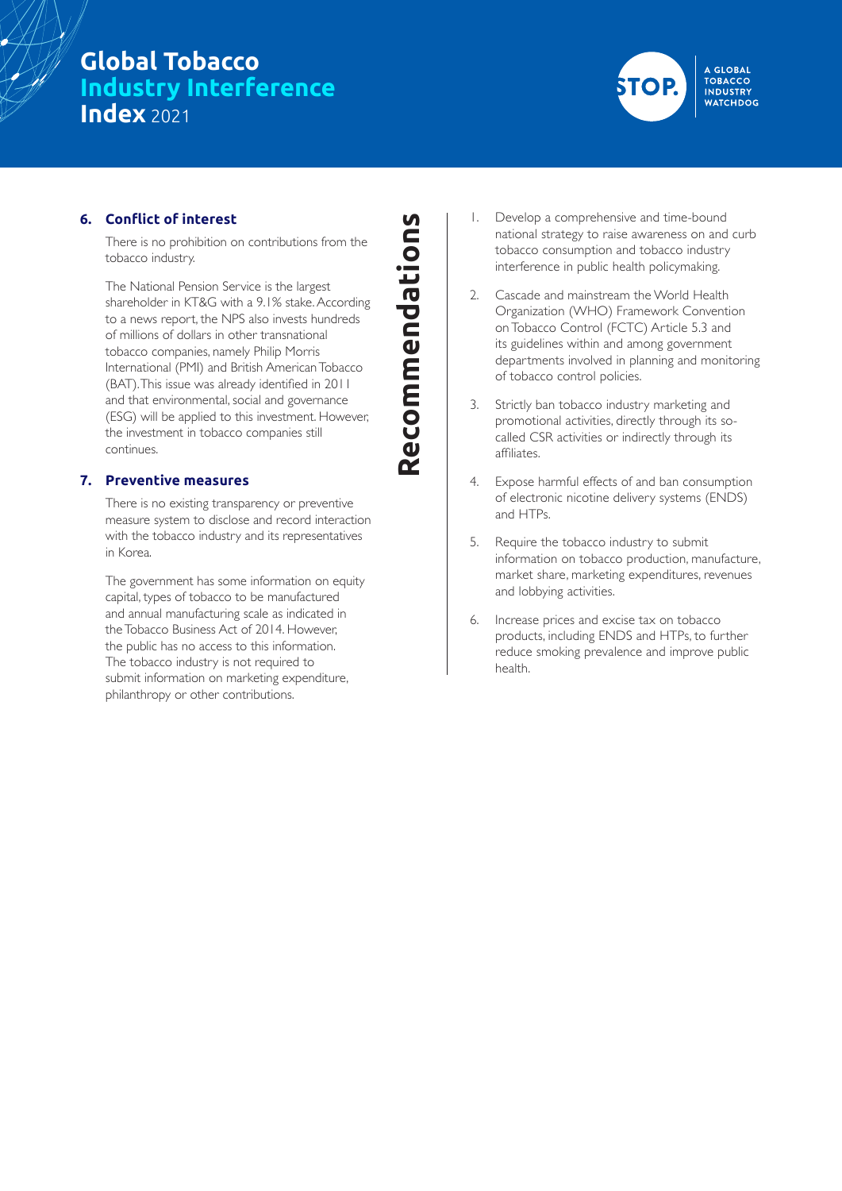### 6. Conflict of interest

There is no prohibition on contributions from the tobacco industry.

The National Pension Service is the largest shareholder in KT&G with a 9.1% stake. According to a news report, the NPS also invests hundreds of millions of dollars in other transnational tobacco companies, namely Philip Morris International (PMI) and British American Tobacco (BAT). This issue was already identified in 2011 and that environmental, social and governance (ESG) will be applied to this investment. However, the investment in tobacco companies still continues.

### 7. Preventive measures

There is no existing transparency or preventive measure system to disclose and record interaction with the tobacco industry and its representatives in Korea.

The government has some information on equity capital, types of tobacco to be manufactured and annual manufacturing scale as indicated in the Tobacco Business Act of 2014. However, the public has no access to this information. The tobacco industry is not required to submit information on marketing expenditure, philanthropy or other contributions.

## Recommendations

1. Develop a comprehensive and time-bound national strategy to raise awareness on and curb tobacco consumption and tobacco industry interference in public health policymaking.
2. Cascade and mainstream the World Health Organization (WHO) Framework Convention on Tobacco Control (FCTC) Article 5.3 and its guidelines within and among government departments involved in planning and monitoring of tobacco control policies.
3. Strictly ban tobacco industry marketing and promotional activities, directly through its so-called CSR activities or indirectly through its affiliates.
4. Expose harmful effects of and ban consumption of electronic nicotine delivery systems (ENDS) and HTPs.
5. Require the tobacco industry to submit information on tobacco production, manufacture, market share, marketing expenditures, revenues and lobbying activities.
6. Increase prices and excise tax on tobacco products, including ENDS and HTPs, to further reduce smoking prevalence and improve public health.